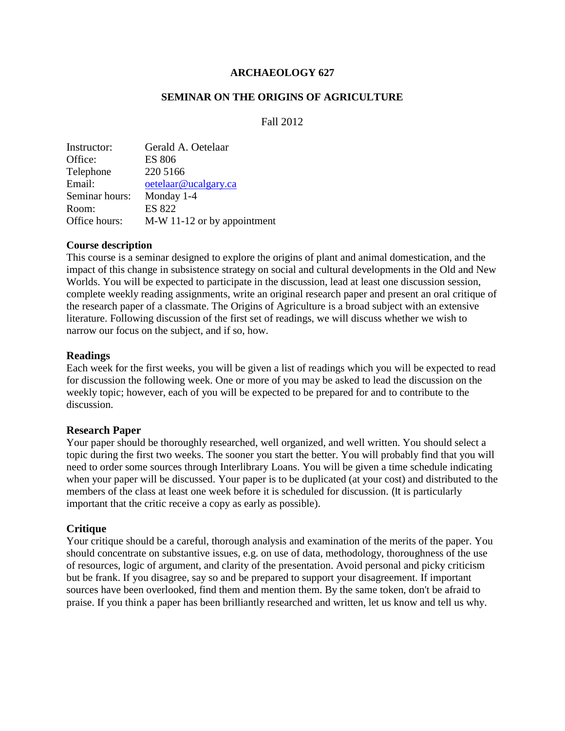# ARCHAEOLOGY 627

## SEMINAR ON THE ORIGINS OF AGRICULTURE

Fall 2012

| | |
|---|---|
| Instructor: | Gerald A. Oetelaar |
| Office: | ES 806 |
| Telephone | 220 5166 |
| Email: | oetelaar@ucalgary.ca |
| Seminar hours: | Monday 1-4 |
| Room: | ES 822 |
| Office hours: | M-W 11-12 or by appointment |

### Course description

This course is a seminar designed to explore the origins of plant and animal domestication, and the impact of this change in subsistence strategy on social and cultural developments in the Old and New Worlds. You will be expected to participate in the discussion, lead at least one discussion session, complete weekly reading assignments, write an original research paper and present an oral critique of the research paper of a classmate. The Origins of Agriculture is a broad subject with an extensive literature. Following discussion of the first set of readings, we will discuss whether we wish to narrow our focus on the subject, and if so, how.

### Readings

Each week for the first weeks, you will be given a list of readings which you will be expected to read for discussion the following week. One or more of you may be asked to lead the discussion on the weekly topic; however, each of you will be expected to be prepared for and to contribute to the discussion.

### Research Paper

Your paper should be thoroughly researched, well organized, and well written. You should select a topic during the first two weeks. The sooner you start the better. You will probably find that you will need to order some sources through Interlibrary Loans. You will be given a time schedule indicating when your paper will be discussed. Your paper is to be duplicated (at your cost) and distributed to the members of the class at least one week before it is scheduled for discussion. (It is particularly important that the critic receive a copy as early as possible).

### Critique

Your critique should be a careful, thorough analysis and examination of the merits of the paper. You should concentrate on substantive issues, e.g. on use of data, methodology, thoroughness of the use of resources, logic of argument, and clarity of the presentation. Avoid personal and picky criticism but be frank. If you disagree, say so and be prepared to support your disagreement. If important sources have been overlooked, find them and mention them. By the same token, don't be afraid to praise. If you think a paper has been brilliantly researched and written, let us know and tell us why.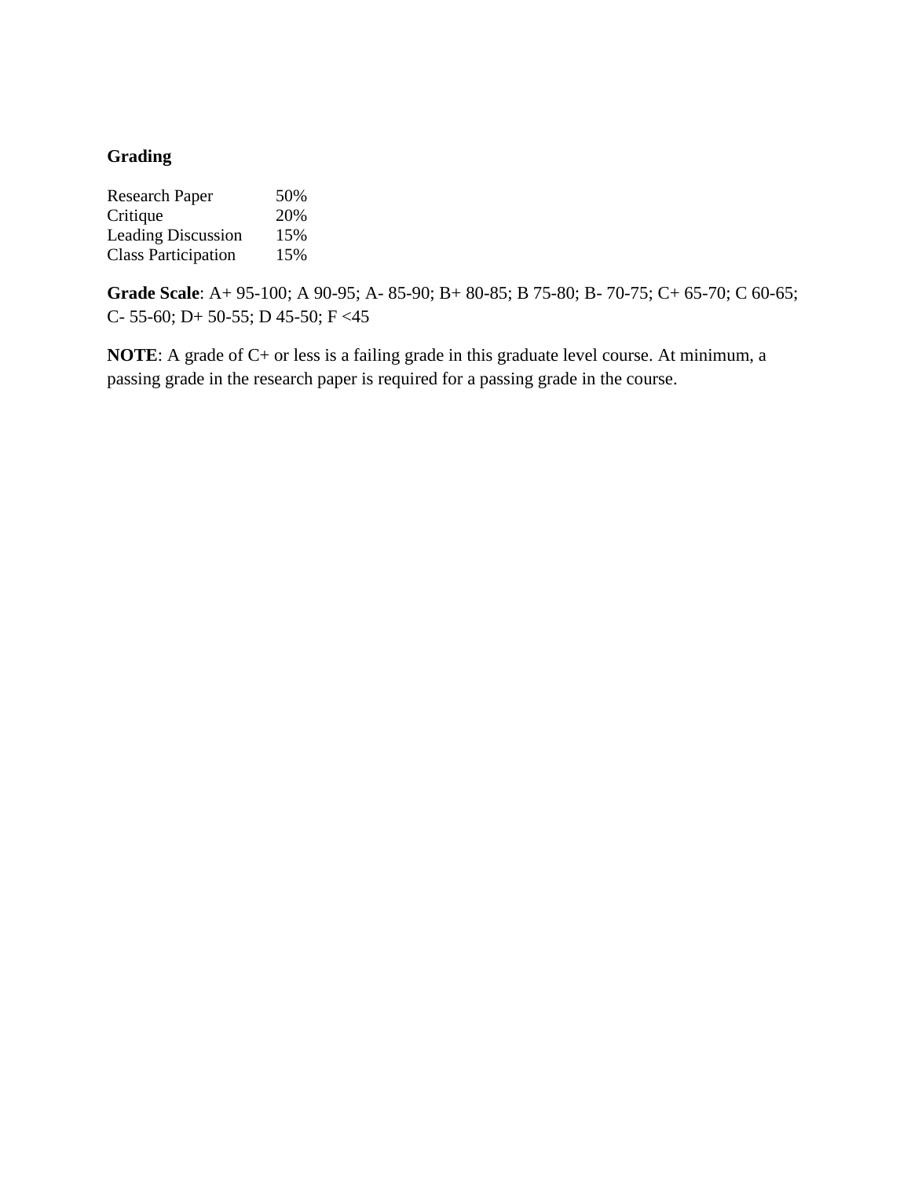**Grading**

| | |
|---|---|
| Research Paper | 50% |
| Critique | 20% |
| Leading Discussion | 15% |
| Class Participation | 15% |

**Grade Scale**: A+ 95-100; A 90-95; A- 85-90; B+ 80-85; B 75-80; B- 70-75; C+ 65-70; C 60-65; C- 55-60; D+ 50-55; D 45-50; F <45

**NOTE**: A grade of C+ or less is a failing grade in this graduate level course. At minimum, a passing grade in the research paper is required for a passing grade in the course.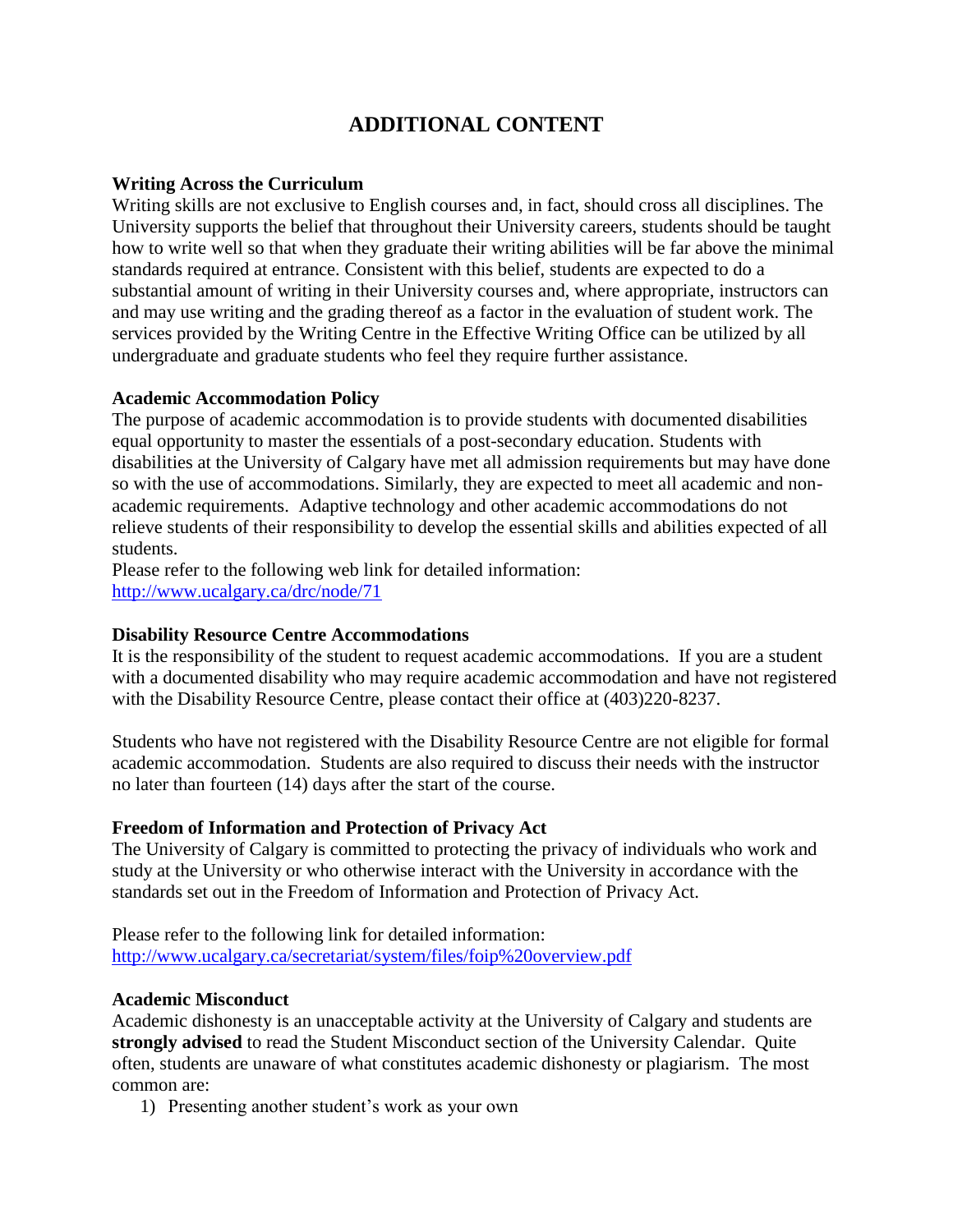# ADDITIONAL CONTENT

**Writing Across the Curriculum**

Writing skills are not exclusive to English courses and, in fact, should cross all disciplines. The University supports the belief that throughout their University careers, students should be taught how to write well so that when they graduate their writing abilities will be far above the minimal standards required at entrance. Consistent with this belief, students are expected to do a substantial amount of writing in their University courses and, where appropriate, instructors can and may use writing and the grading thereof as a factor in the evaluation of student work. The services provided by the Writing Centre in the Effective Writing Office can be utilized by all undergraduate and graduate students who feel they require further assistance.

**Academic Accommodation Policy**

The purpose of academic accommodation is to provide students with documented disabilities equal opportunity to master the essentials of a post-secondary education. Students with disabilities at the University of Calgary have met all admission requirements but may have done so with the use of accommodations. Similarly, they are expected to meet all academic and non-academic requirements. Adaptive technology and other academic accommodations do not relieve students of their responsibility to develop the essential skills and abilities expected of all students.

Please refer to the following web link for detailed information:
http://www.ucalgary.ca/drc/node/71

**Disability Resource Centre Accommodations**

It is the responsibility of the student to request academic accommodations. If you are a student with a documented disability who may require academic accommodation and have not registered with the Disability Resource Centre, please contact their office at (403)220-8237.

Students who have not registered with the Disability Resource Centre are not eligible for formal academic accommodation. Students are also required to discuss their needs with the instructor no later than fourteen (14) days after the start of the course.

**Freedom of Information and Protection of Privacy Act**

The University of Calgary is committed to protecting the privacy of individuals who work and study at the University or who otherwise interact with the University in accordance with the standards set out in the Freedom of Information and Protection of Privacy Act.

Please refer to the following link for detailed information:
http://www.ucalgary.ca/secretariat/system/files/foip%20overview.pdf

**Academic Misconduct**

Academic dishonesty is an unacceptable activity at the University of Calgary and students are **strongly advised** to read the Student Misconduct section of the University Calendar. Quite often, students are unaware of what constitutes academic dishonesty or plagiarism. The most common are:

1) Presenting another student's work as your own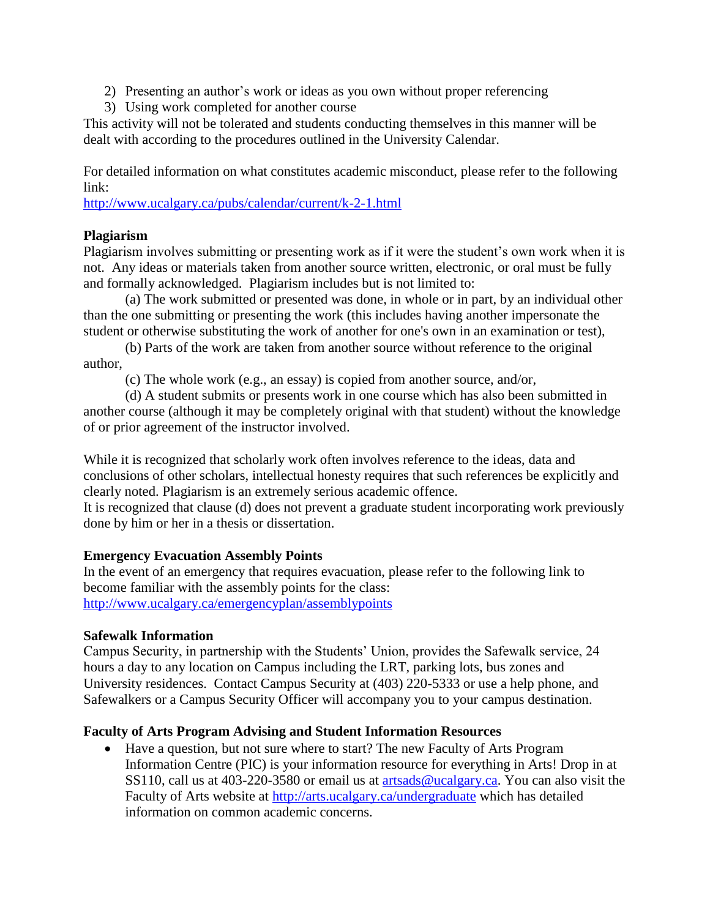2) Presenting an author's work or ideas as you own without proper referencing
3) Using work completed for another course

This activity will not be tolerated and students conducting themselves in this manner will be dealt with according to the procedures outlined in the University Calendar.

For detailed information on what constitutes academic misconduct, please refer to the following link:
http://www.ucalgary.ca/pubs/calendar/current/k-2-1.html

**Plagiarism**

Plagiarism involves submitting or presenting work as if it were the student's own work when it is not. Any ideas or materials taken from another source written, electronic, or oral must be fully and formally acknowledged. Plagiarism includes but is not limited to:

(a) The work submitted or presented was done, in whole or in part, by an individual other than the one submitting or presenting the work (this includes having another impersonate the student or otherwise substituting the work of another for one's own in an examination or test),

(b) Parts of the work are taken from another source without reference to the original author,

(c) The whole work (e.g., an essay) is copied from another source, and/or,

(d) A student submits or presents work in one course which has also been submitted in another course (although it may be completely original with that student) without the knowledge of or prior agreement of the instructor involved.

While it is recognized that scholarly work often involves reference to the ideas, data and conclusions of other scholars, intellectual honesty requires that such references be explicitly and clearly noted. Plagiarism is an extremely serious academic offence.
It is recognized that clause (d) does not prevent a graduate student incorporating work previously done by him or her in a thesis or dissertation.

**Emergency Evacuation Assembly Points**

In the event of an emergency that requires evacuation, please refer to the following link to become familiar with the assembly points for the class:
http://www.ucalgary.ca/emergencyplan/assemblypoints

**Safewalk Information**

Campus Security, in partnership with the Students' Union, provides the Safewalk service, 24 hours a day to any location on Campus including the LRT, parking lots, bus zones and University residences. Contact Campus Security at (403) 220-5333 or use a help phone, and Safewalkers or a Campus Security Officer will accompany you to your campus destination.

**Faculty of Arts Program Advising and Student Information Resources**

- Have a question, but not sure where to start? The new Faculty of Arts Program Information Centre (PIC) is your information resource for everything in Arts! Drop in at SS110, call us at 403-220-3580 or email us at artsads@ucalgary.ca. You can also visit the Faculty of Arts website at http://arts.ucalgary.ca/undergraduate which has detailed information on common academic concerns.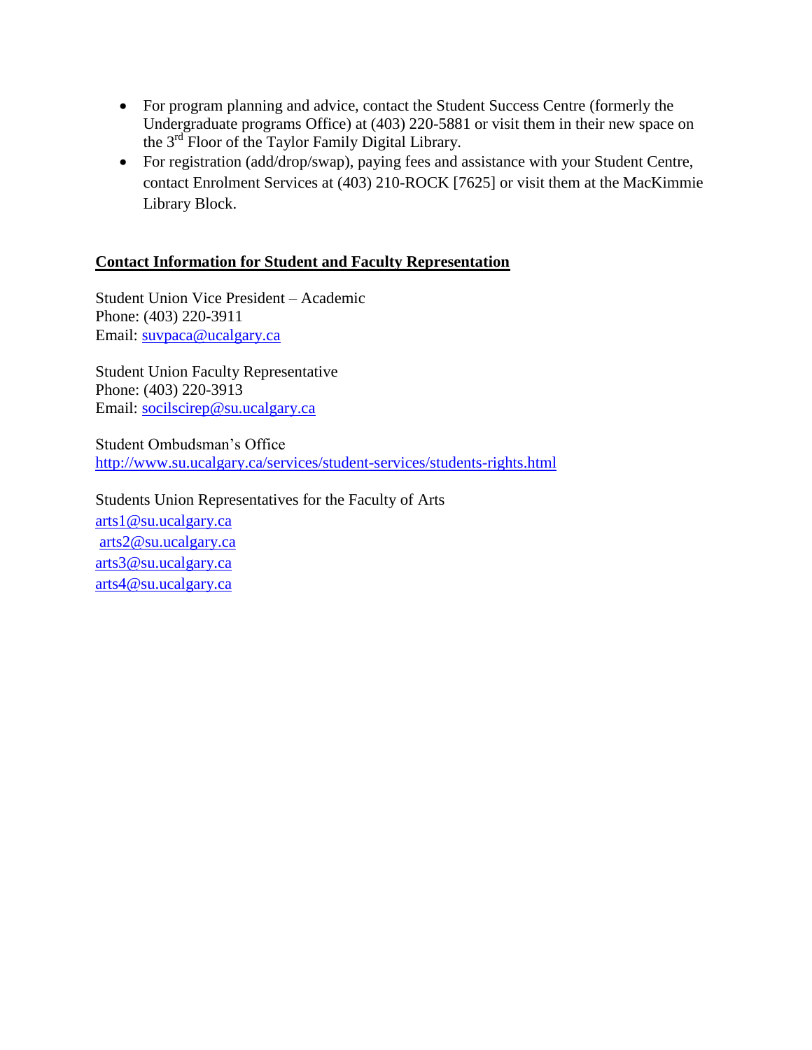- For program planning and advice, contact the Student Success Centre (formerly the Undergraduate programs Office) at (403) 220-5881 or visit them in their new space on the 3rd Floor of the Taylor Family Digital Library.
- For registration (add/drop/swap), paying fees and assistance with your Student Centre, contact Enrolment Services at (403) 210-ROCK [7625] or visit them at the MacKimmie Library Block.

## Contact Information for Student and Faculty Representation

Student Union Vice President – Academic
Phone: (403) 220-3911
Email: suvpaca@ucalgary.ca

Student Union Faculty Representative
Phone: (403) 220-3913
Email: socilscirep@su.ucalgary.ca

Student Ombudsman's Office
http://www.su.ucalgary.ca/services/student-services/students-rights.html

Students Union Representatives for the Faculty of Arts
arts1@su.ucalgary.ca
arts2@su.ucalgary.ca
arts3@su.ucalgary.ca
arts4@su.ucalgary.ca